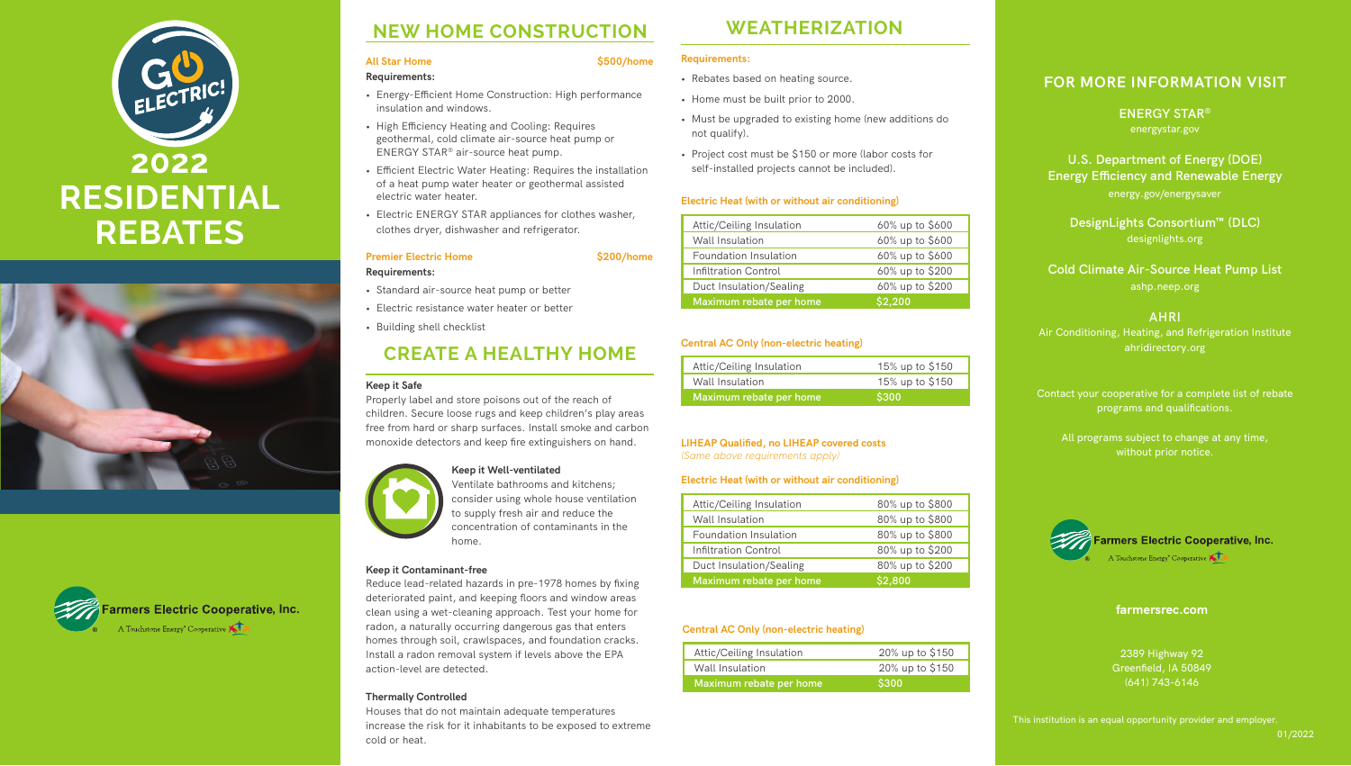# GO ELECTRIC!

# 2022 RESIDENTIAL REBATES

Farmers Electric Cooperative, Inc.
A Touchstone Energy® Cooperative

## NEW HOME CONSTRUCTION

**All Star Home** — **$500/home**

**Requirements:**

- Energy-Efficient Home Construction: High performance insulation and windows.
- High Efficiency Heating and Cooling: Requires geothermal, cold climate air-source heat pump or ENERGY STAR® air-source heat pump.
- Efficient Electric Water Heating: Requires the installation of a heat pump water heater or geothermal assisted electric water heater.
- Electric ENERGY STAR appliances for clothes washer, clothes dryer, dishwasher and refrigerator.

**Premier Electric Home** — **$200/home**

**Requirements:**

- Standard air-source heat pump or better
- Electric resistance water heater or better
- Building shell checklist

## CREATE A HEALTHY HOME

**Keep it Safe**

Properly label and store poisons out of the reach of children. Secure loose rugs and keep children's play areas free from hard or sharp surfaces. Install smoke and carbon monoxide detectors and keep fire extinguishers on hand.

**Keep it Well-ventilated**

Ventilate bathrooms and kitchens; consider using whole house ventilation to supply fresh air and reduce the concentration of contaminants in the home.

**Keep it Contaminant-free**

Reduce lead-related hazards in pre-1978 homes by fixing deteriorated paint, and keeping floors and window areas clean using a wet-cleaning approach. Test your home for radon, a naturally occurring dangerous gas that enters homes through soil, crawlspaces, and foundation cracks. Install a radon removal system if levels above the EPA action-level are detected.

**Thermally Controlled**

Houses that do not maintain adequate temperatures increase the risk for it inhabitants to be exposed to extreme cold or heat.

## WEATHERIZATION

**Requirements:**

- Rebates based on heating source.
- Home must be built prior to 2000.
- Must be upgraded to existing home (new additions do not qualify).
- Project cost must be $150 or more (labor costs for self-installed projects cannot be included).

**Electric Heat (with or without air conditioning)**

| Item | Rebate |
|---|---|
| Attic/Ceiling Insulation | 60% up to $600 |
| Wall Insulation | 60% up to $600 |
| Foundation Insulation | 60% up to $600 |
| Infiltration Control | 60% up to $200 |
| Duct Insulation/Sealing | 60% up to $200 |
| **Maximum rebate per home** | **$2,200** |

**Central AC Only (non-electric heating)**

| Item | Rebate |
|---|---|
| Attic/Ceiling Insulation | 15% up to $150 |
| Wall Insulation | 15% up to $150 |
| **Maximum rebate per home** | **$300** |

**LIHEAP Qualified, no LIHEAP covered costs**
*(Same above requirements apply)*

**Electric Heat (with or without air conditioning)**

| Item | Rebate |
|---|---|
| Attic/Ceiling Insulation | 80% up to $800 |
| Wall Insulation | 80% up to $800 |
| Foundation Insulation | 80% up to $800 |
| Infiltration Control | 80% up to $200 |
| Duct Insulation/Sealing | 80% up to $200 |
| **Maximum rebate per home** | **$2,800** |

**Central AC Only (non-electric heating)**

| Item | Rebate |
|---|---|
| Attic/Ceiling Insulation | 20% up to $150 |
| Wall Insulation | 20% up to $150 |
| **Maximum rebate per home** | **$300** |

## FOR MORE INFORMATION VISIT

**ENERGY STAR®**
energystar.gov

**U.S. Department of Energy (DOE) Energy Efficiency and Renewable Energy**
energy.gov/energysaver

**DesignLights Consortium™ (DLC)**
designlights.org

**Cold Climate Air-Source Heat Pump List**
ashp.neep.org

**AHRI**
Air Conditioning, Heating, and Refrigeration Institute
ahridirectory.org

Contact your cooperative for a complete list of rebate programs and qualifications.

All programs subject to change at any time, without prior notice.

Farmers Electric Cooperative, Inc.
A Touchstone Energy® Cooperative

**farmersrec.com**

2389 Highway 92
Greenfield, IA 50849
(641) 743-6146

This institution is an equal opportunity provider and employer.

01/2022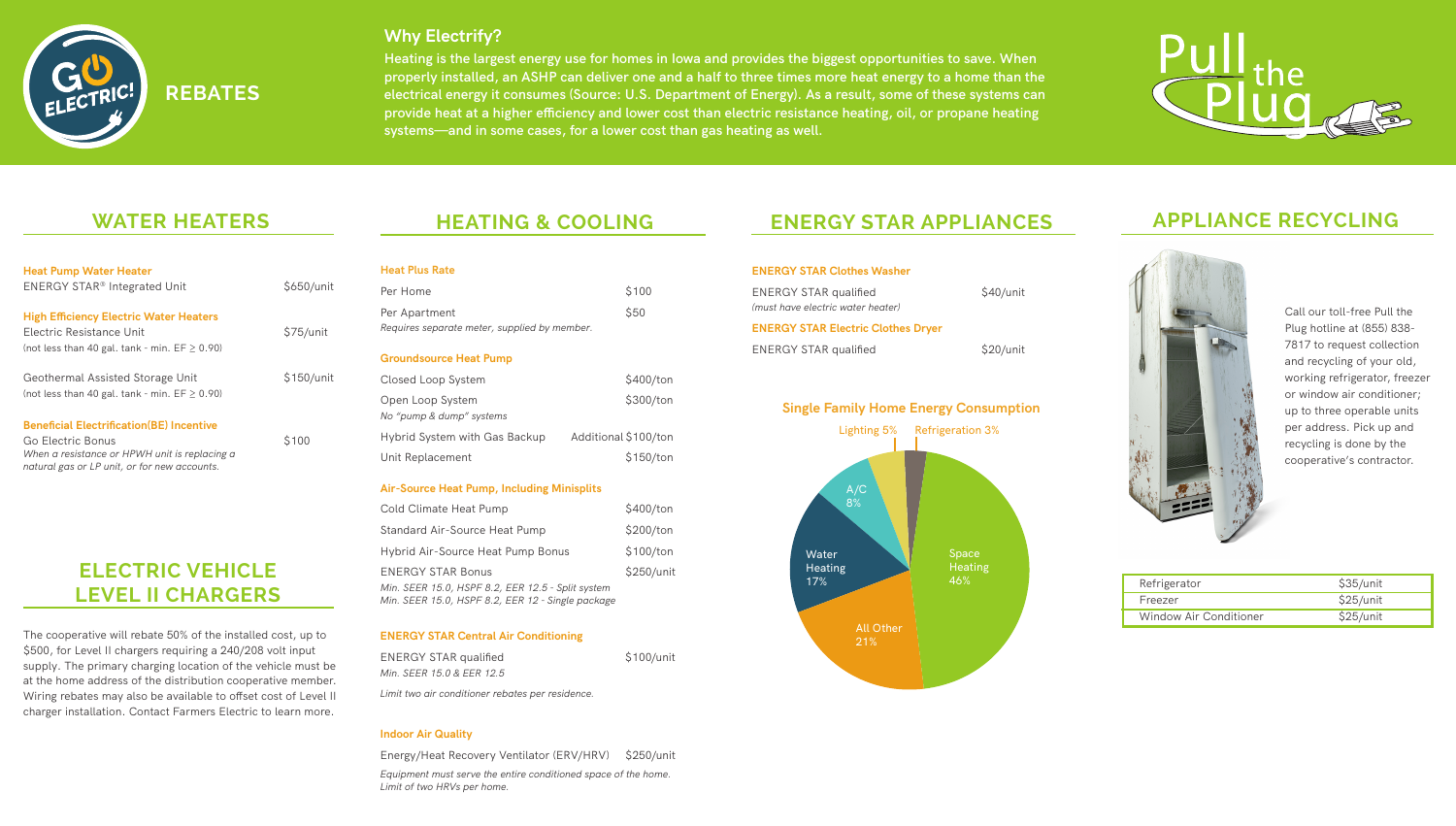## REBATES

### Why Electrify?

Heating is the largest energy use for homes in Iowa and provides the biggest opportunities to save. When properly installed, an ASHP can deliver one and a half to three times more heat energy to a home than the electrical energy it consumes (Source: U.S. Department of Energy). As a result, some of these systems can provide heat at a higher efficiency and lower cost than electric resistance heating, oil, or propane heating systems—and in some cases, for a lower cost than gas heating as well.

## WATER HEATERS

**Heat Pump Water Heater**

| | |
|---|---|
| ENERGY STAR® Integrated Unit | $650/unit |

**High Efficiency Electric Water Heaters**

| | |
|---|---|
| Electric Resistance Unit (not less than 40 gal. tank - min. EF ≥ 0.90) | $75/unit |
| Geothermal Assisted Storage Unit (not less than 40 gal. tank - min. EF ≥ 0.90) | $150/unit |

**Beneficial Electrification(BE) Incentive**

| | |
|---|---|
| Go Electric Bonus | $100 |

*When a resistance or HPWH unit is replacing a natural gas or LP unit, or for new accounts.*

## ELECTRIC VEHICLE LEVEL II CHARGERS

The cooperative will rebate 50% of the installed cost, up to $500, for Level II chargers requiring a 240/208 volt input supply. The primary charging location of the vehicle must be at the home address of the distribution cooperative member. Wiring rebates may also be available to offset cost of Level II charger installation. Contact Farmers Electric to learn more.

## HEATING & COOLING

**Heat Plus Rate**

| | |
|---|---|
| Per Home | $100 |
| Per Apartment | $50 |

*Requires separate meter, supplied by member.*

**Groundsource Heat Pump**

| | |
|---|---|
| Closed Loop System | $400/ton |
| Open Loop System | $300/ton |

*No "pump & dump" systems*

| | |
|---|---|
| Hybrid System with Gas Backup | Additional $100/ton |
| Unit Replacement | $150/ton |

**Air-Source Heat Pump, Including Minisplits**

| | |
|---|---|
| Cold Climate Heat Pump | $400/ton |
| Standard Air-Source Heat Pump | $200/ton |
| Hybrid Air-Source Heat Pump Bonus | $100/ton |
| ENERGY STAR Bonus | $250/unit |

*Min. SEER 15.0, HSPF 8.2, EER 12.5 - Split system*
*Min. SEER 15.0, HSPF 8.2, EER 12 - Single package*

**ENERGY STAR Central Air Conditioning**

| | |
|---|---|
| ENERGY STAR qualified | $100/unit |

*Min. SEER 15.0 & EER 12.5*

*Limit two air conditioner rebates per residence.*

**Indoor Air Quality**

| | |
|---|---|
| Energy/Heat Recovery Ventilator (ERV/HRV) | $250/unit |

*Equipment must serve the entire conditioned space of the home. Limit of two HRVs per home.*

## ENERGY STAR APPLIANCES

**ENERGY STAR Clothes Washer**

| | |
|---|---|
| ENERGY STAR qualified | $40/unit |

*(must have electric water heater)*

**ENERGY STAR Electric Clothes Dryer**

| | |
|---|---|
| ENERGY STAR qualified | $20/unit |

**Single Family Home Energy Consumption**

Space Heating 46%
All Other 21%
Water Heating 17%
A/C 8%
Lighting 5%
Refrigeration 3%

## APPLIANCE RECYCLING

Call our toll-free Pull the Plug hotline at (855) 838-7817 to request collection and recycling of your old, working refrigerator, freezer or window air conditioner; up to three operable units per address. Pick up and recycling is done by the cooperative's contractor.

| | |
|---|---|
| Refrigerator | $35/unit |
| Freezer | $25/unit |
| Window Air Conditioner | $25/unit |